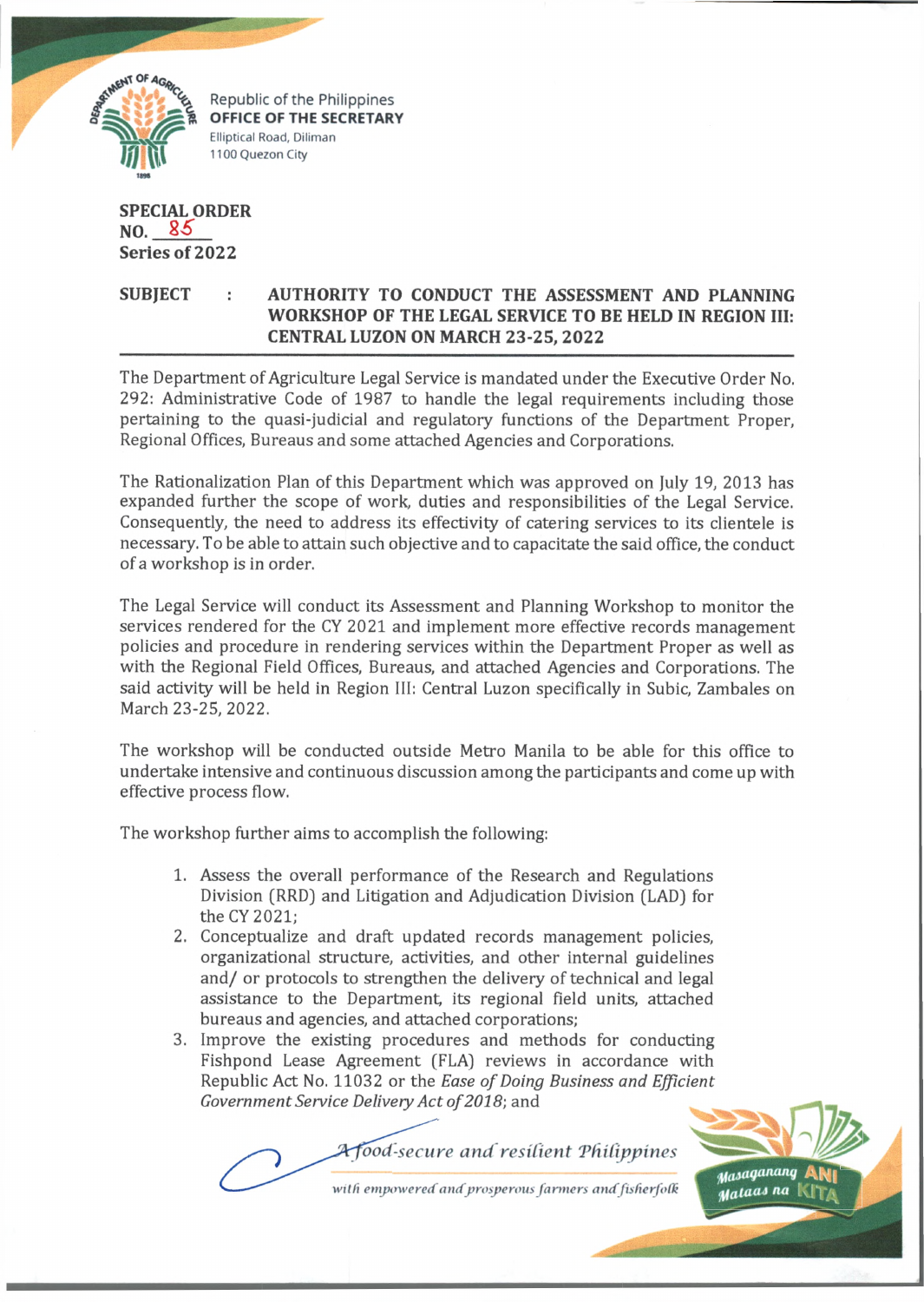Republic of the Philippines
**OFFICE OF THE SECRETARY**
Elliptical Road, Diliman
1100 Quezon City

**SPECIAL ORDER**
**NO. 85**
**Series of 2022**

**SUBJECT : AUTHORITY TO CONDUCT THE ASSESSMENT AND PLANNING WORKSHOP OF THE LEGAL SERVICE TO BE HELD IN REGION III: CENTRAL LUZON ON MARCH 23-25, 2022**

The Department of Agriculture Legal Service is mandated under the Executive Order No. 292: Administrative Code of 1987 to handle the legal requirements including those pertaining to the quasi-judicial and regulatory functions of the Department Proper, Regional Offices, Bureaus and some attached Agencies and Corporations.

The Rationalization Plan of this Department which was approved on July 19, 2013 has expanded further the scope of work, duties and responsibilities of the Legal Service. Consequently, the need to address its effectivity of catering services to its clientele is necessary. To be able to attain such objective and to capacitate the said office, the conduct of a workshop is in order.

The Legal Service will conduct its Assessment and Planning Workshop to monitor the services rendered for the CY 2021 and implement more effective records management policies and procedure in rendering services within the Department Proper as well as with the Regional Field Offices, Bureaus, and attached Agencies and Corporations. The said activity will be held in Region III: Central Luzon specifically in Subic, Zambales on March 23-25, 2022.

The workshop will be conducted outside Metro Manila to be able for this office to undertake intensive and continuous discussion among the participants and come up with effective process flow.

The workshop further aims to accomplish the following:

1. Assess the overall performance of the Research and Regulations Division (RRD) and Litigation and Adjudication Division (LAD) for the CY 2021;
2. Conceptualize and draft updated records management policies, organizational structure, activities, and other internal guidelines and/ or protocols to strengthen the delivery of technical and legal assistance to the Department, its regional field units, attached bureaus and agencies, and attached corporations;
3. Improve the existing procedures and methods for conducting Fishpond Lease Agreement (FLA) reviews in accordance with Republic Act No. 11032 or the *Ease of Doing Business and Efficient Government Service Delivery Act of 2018*; and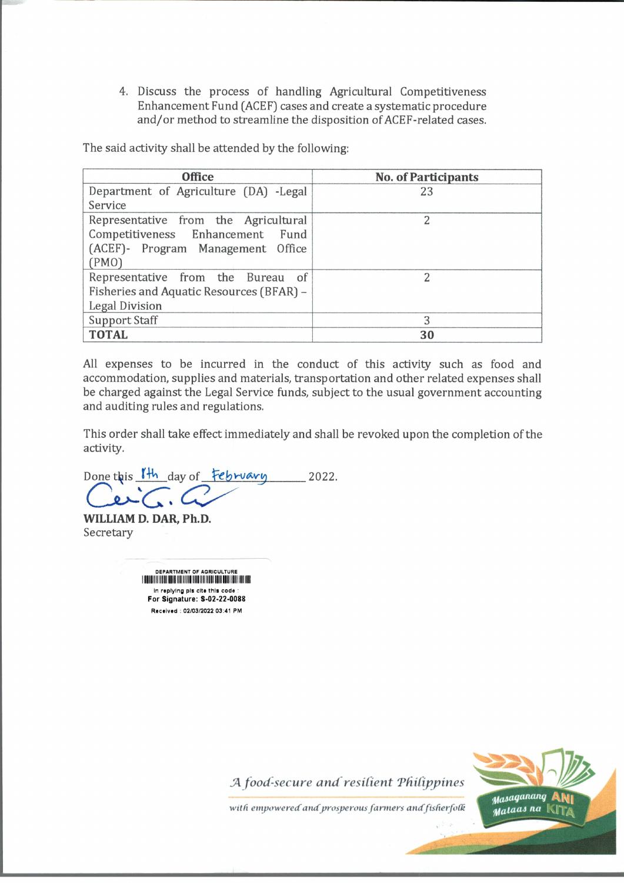4. Discuss the process of handling Agricultural Competitiveness Enhancement Fund (ACEF) cases and create a systematic procedure and/or method to streamline the disposition of ACEF-related cases.

The said activity shall be attended by the following:

| Office | No. of Participants |
|---|---|
| Department of Agriculture (DA) -Legal Service | 23 |
| Representative from the Agricultural Competitiveness Enhancement Fund (ACEF)- Program Management Office (PMO) | 2 |
| Representative from the Bureau of Fisheries and Aquatic Resources (BFAR) – Legal Division | 2 |
| Support Staff | 3 |
| **TOTAL** | **30** |

All expenses to be incurred in the conduct of this activity such as food and accommodation, supplies and materials, transportation and other related expenses shall be charged against the Legal Service funds, subject to the usual government accounting and auditing rules and regulations.

This order shall take effect immediately and shall be revoked upon the completion of the activity.

Done this 7th day of February 2022.

**WILLIAM D. DAR, Ph.D.**
Secretary

DEPARTMENT OF AGRICULTURE
In replying pls cite this code :
**For Signature: S-02-22-0088**
Received : 02/03/2022 03:41 PM

*A food-secure and resilient Philippines*
*with empowered and prosperous farmers and fisherfolk*

Masaganang ANI Mataas na KITA